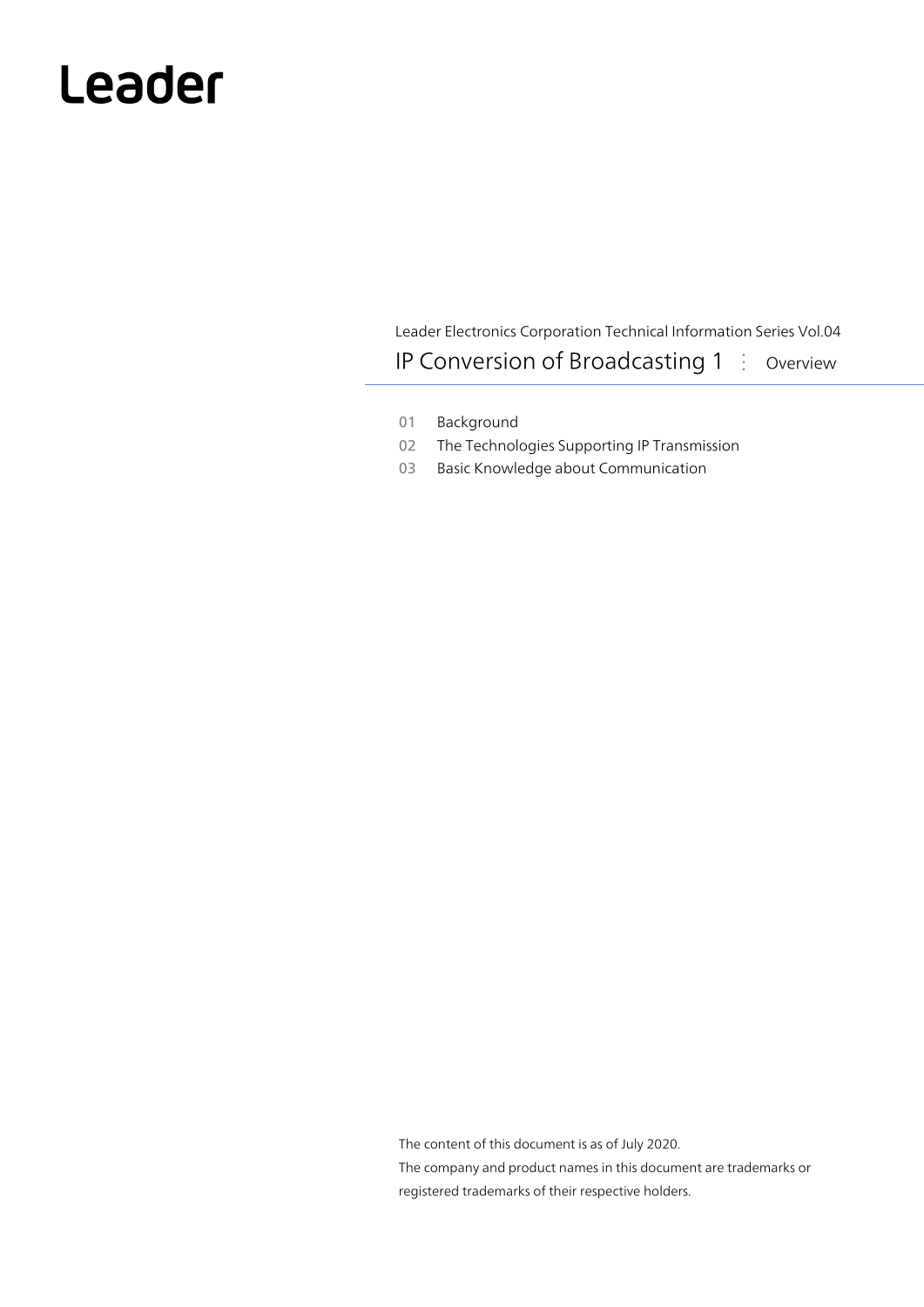Leader

Leader Electronics Corporation Technical Information Series Vol.04

# IP Conversion of Broadcasting 1 ⋮ Overview

01 Background

02 The Technologies Supporting IP Transmission

03 Basic Knowledge about Communication

The content of this document is as of July 2020.

The company and product names in this document are trademarks or registered trademarks of their respective holders.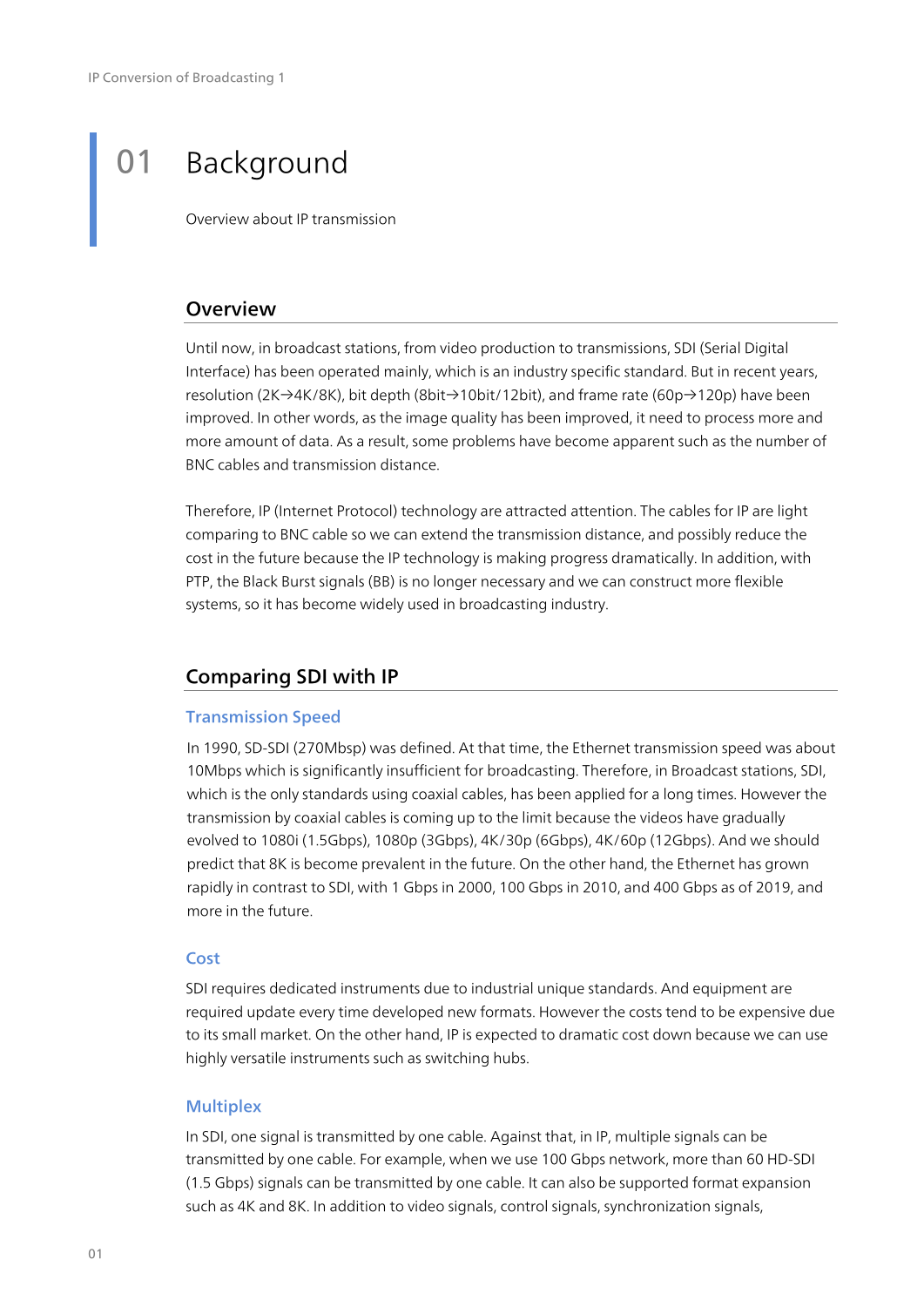# 01 Background

Overview about IP transmission

## Overview

Until now, in broadcast stations, from video production to transmissions, SDI (Serial Digital Interface) has been operated mainly, which is an industry specific standard. But in recent years, resolution (2K→4K/8K), bit depth (8bit→10bit/12bit), and frame rate (60p→120p) have been improved. In other words, as the image quality has been improved, it need to process more and more amount of data. As a result, some problems have become apparent such as the number of BNC cables and transmission distance.

Therefore, IP (Internet Protocol) technology are attracted attention. The cables for IP are light comparing to BNC cable so we can extend the transmission distance, and possibly reduce the cost in the future because the IP technology is making progress dramatically. In addition, with PTP, the Black Burst signals (BB) is no longer necessary and we can construct more flexible systems, so it has become widely used in broadcasting industry.

## Comparing SDI with IP

### Transmission Speed

In 1990, SD-SDI (270Mbsp) was defined. At that time, the Ethernet transmission speed was about 10Mbps which is significantly insufficient for broadcasting. Therefore, in Broadcast stations, SDI, which is the only standards using coaxial cables, has been applied for a long times. However the transmission by coaxial cables is coming up to the limit because the videos have gradually evolved to 1080i (1.5Gbps), 1080p (3Gbps), 4K/30p (6Gbps), 4K/60p (12Gbps). And we should predict that 8K is become prevalent in the future. On the other hand, the Ethernet has grown rapidly in contrast to SDI, with 1 Gbps in 2000, 100 Gbps in 2010, and 400 Gbps as of 2019, and more in the future.

### Cost

SDI requires dedicated instruments due to industrial unique standards. And equipment are required update every time developed new formats. However the costs tend to be expensive due to its small market. On the other hand, IP is expected to dramatic cost down because we can use highly versatile instruments such as switching hubs.

### Multiplex

In SDI, one signal is transmitted by one cable. Against that, in IP, multiple signals can be transmitted by one cable. For example, when we use 100 Gbps network, more than 60 HD-SDI (1.5 Gbps) signals can be transmitted by one cable. It can also be supported format expansion such as 4K and 8K. In addition to video signals, control signals, synchronization signals,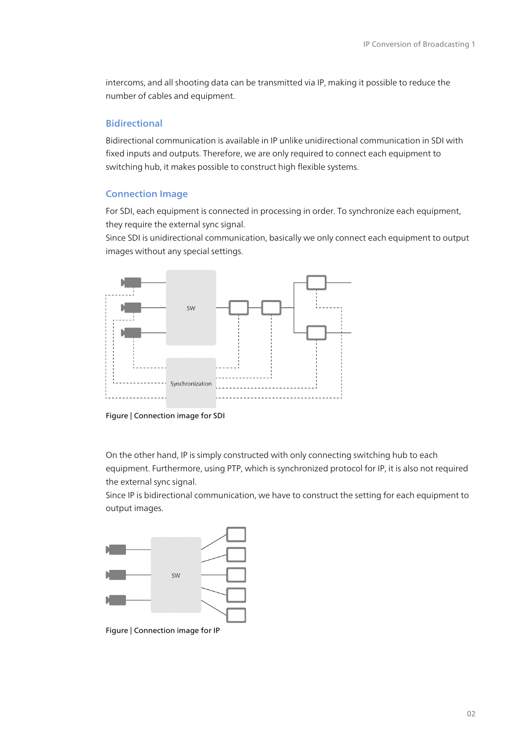intercoms, and all shooting data can be transmitted via IP, making it possible to reduce the number of cables and equipment.

## Bidirectional

Bidirectional communication is available in IP unlike unidirectional communication in SDI with fixed inputs and outputs. Therefore, we are only required to connect each equipment to switching hub, it makes possible to construct high flexible systems.

## Connection Image

For SDI, each equipment is connected in processing in order. To synchronize each equipment, they require the external sync signal.
Since SDI is unidirectional communication, basically we only connect each equipment to output images without any special settings.

Figure | Connection image for SDI

On the other hand, IP is simply constructed with only connecting switching hub to each equipment. Furthermore, using PTP, which is synchronized protocol for IP, it is also not required the external sync signal.
Since IP is bidirectional communication, we have to construct the setting for each equipment to output images.

Figure | Connection image for IP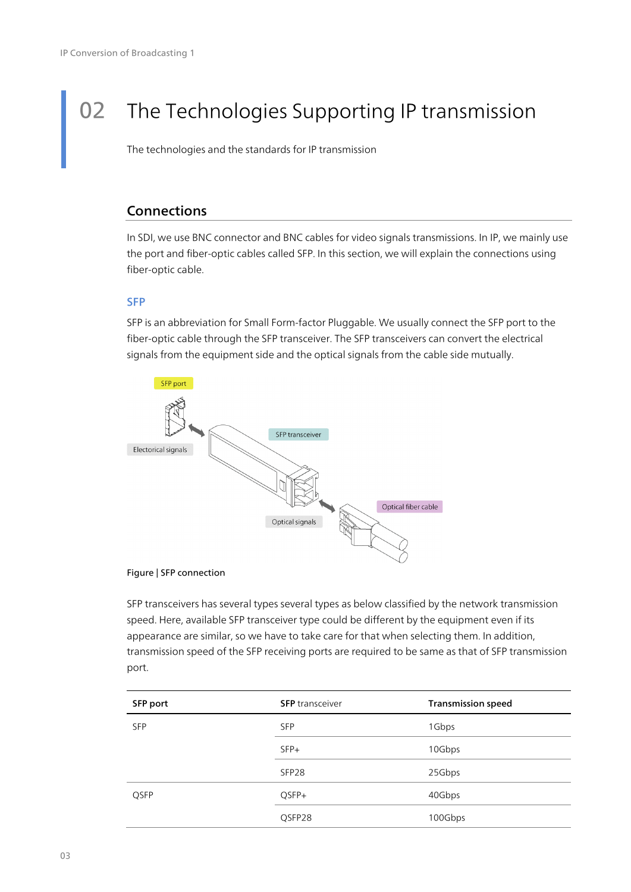# 02 The Technologies Supporting IP transmission

The technologies and the standards for IP transmission

## Connections

In SDI, we use BNC connector and BNC cables for video signals transmissions. In IP, we mainly use the port and fiber-optic cables called SFP. In this section, we will explain the connections using fiber-optic cable.

### SFP

SFP is an abbreviation for Small Form-factor Pluggable. We usually connect the SFP port to the fiber-optic cable through the SFP transceiver. The SFP transceivers can convert the electrical signals from the equipment side and the optical signals from the cable side mutually.

SFP port

Electorical signals

SFP transceiver

Optical signals

Optical fiber cable

**Figure | SFP connection**

SFP transceivers has several types several types as below classified by the network transmission speed. Here, available SFP transceiver type could be different by the equipment even if its appearance are similar, so we have to take care for that when selecting them. In addition, transmission speed of the SFP receiving ports are required to be same as that of SFP transmission port.

| **SFP port** | **SFP** transceiver | **Transmission speed** |
| --- | --- | --- |
| SFP | SFP | 1Gbps |
| | SFP+ | 10Gbps |
| | SFP28 | 25Gbps |
| QSFP | QSFP+ | 40Gbps |
| | QSFP28 | 100Gbps |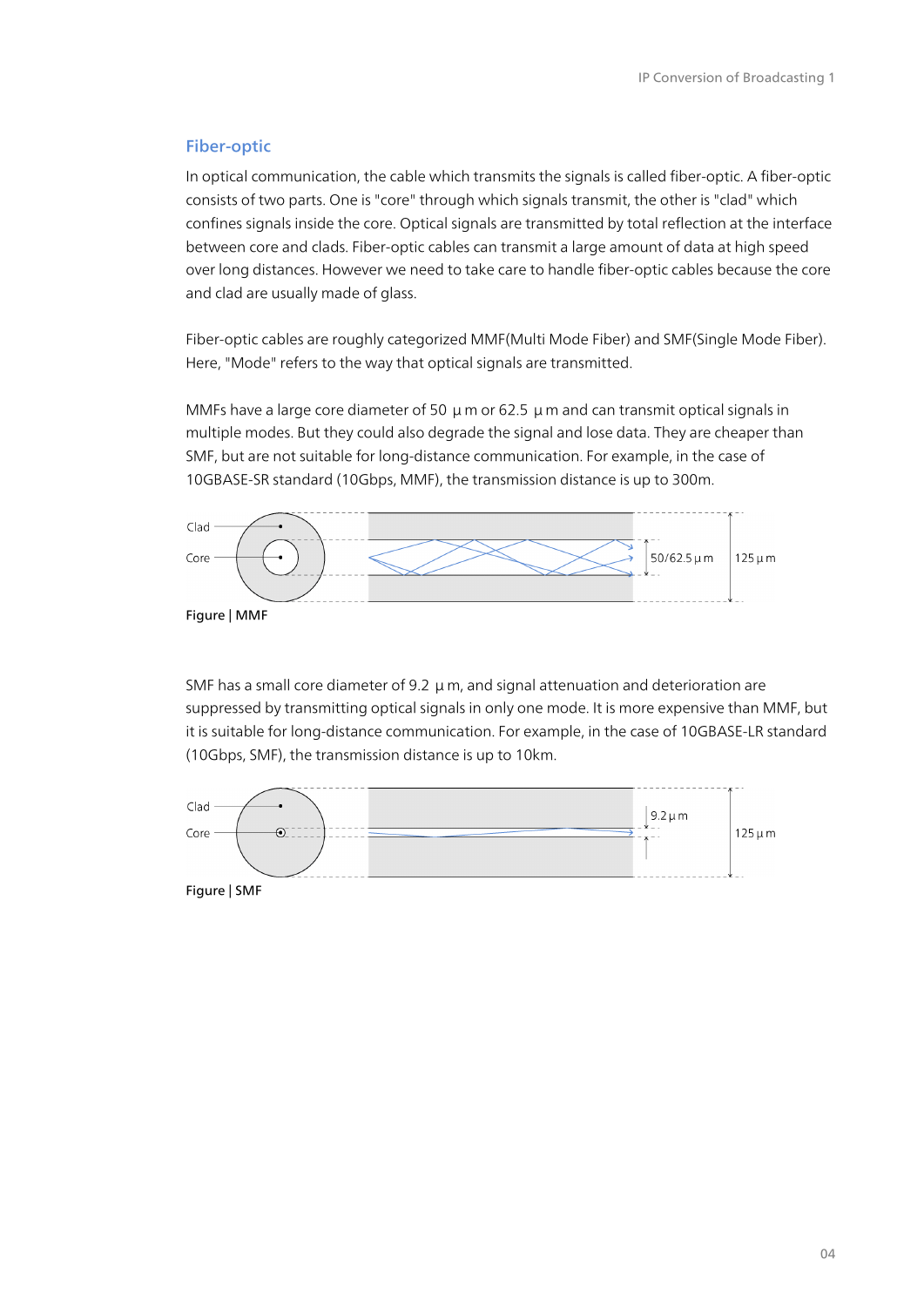## Fiber-optic

In optical communication, the cable which transmits the signals is called fiber-optic. A fiber-optic consists of two parts. One is "core" through which signals transmit, the other is "clad" which confines signals inside the core. Optical signals are transmitted by total reflection at the interface between core and clads. Fiber-optic cables can transmit a large amount of data at high speed over long distances. However we need to take care to handle fiber-optic cables because the core and clad are usually made of glass.

Fiber-optic cables are roughly categorized MMF(Multi Mode Fiber) and SMF(Single Mode Fiber). Here, "Mode" refers to the way that optical signals are transmitted.

MMFs have a large core diameter of 50 µm or 62.5 µm and can transmit optical signals in multiple modes. But they could also degrade the signal and lose data. They are cheaper than SMF, but are not suitable for long-distance communication. For example, in the case of 10GBASE-SR standard (10Gbps, MMF), the transmission distance is up to 300m.

Clad

Core

50/62.5 µm

125 µm

Figure | MMF

SMF has a small core diameter of 9.2 µm, and signal attenuation and deterioration are suppressed by transmitting optical signals in only one mode. It is more expensive than MMF, but it is suitable for long-distance communication. For example, in the case of 10GBASE-LR standard (10Gbps, SMF), the transmission distance is up to 10km.

Clad

Core

9.2 µm

125 µm

Figure | SMF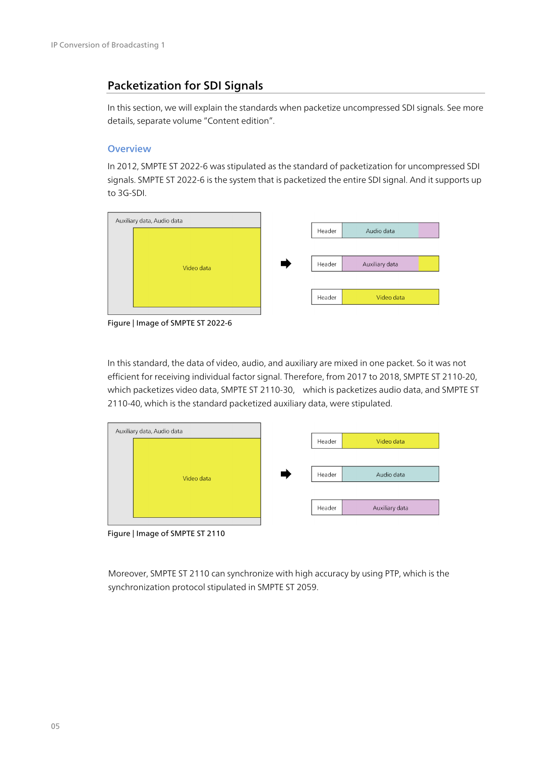## Packetization for SDI Signals

In this section, we will explain the standards when packetize uncompressed SDI signals. See more details, separate volume "Content edition".

### Overview

In 2012, SMPTE ST 2022-6 was stipulated as the standard of packetization for uncompressed SDI signals. SMPTE ST 2022-6 is the system that is packetized the entire SDI signal. And it supports up to 3G-SDI.

Figure | Image of SMPTE ST 2022-6

In this standard, the data of video, audio, and auxiliary are mixed in one packet. So it was not efficient for receiving individual factor signal. Therefore, from 2017 to 2018, SMPTE ST 2110-20, which packetizes video data, SMPTE ST 2110-30, which is packetizes audio data, and SMPTE ST 2110-40, which is the standard packetized auxiliary data, were stipulated.

Figure | Image of SMPTE ST 2110

Moreover, SMPTE ST 2110 can synchronize with high accuracy by using PTP, which is the synchronization protocol stipulated in SMPTE ST 2059.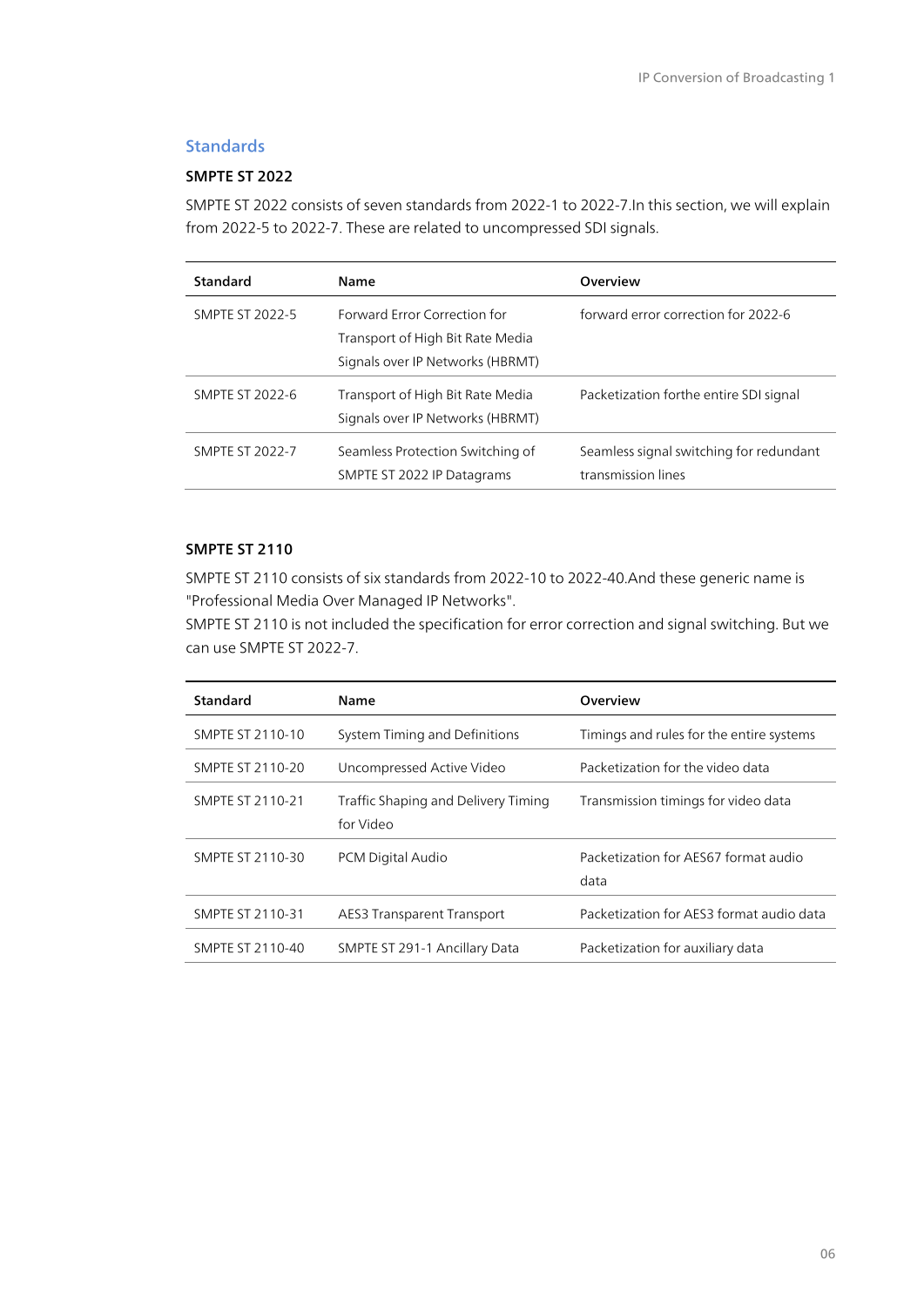## Standards

### SMPTE ST 2022

SMPTE ST 2022 consists of seven standards from 2022-1 to 2022-7.In this section, we will explain from 2022-5 to 2022-7. These are related to uncompressed SDI signals.

| Standard | Name | Overview |
| --- | --- | --- |
| SMPTE ST 2022-5 | Forward Error Correction for Transport of High Bit Rate Media Signals over IP Networks (HBRMT) | forward error correction for 2022-6 |
| SMPTE ST 2022-6 | Transport of High Bit Rate Media Signals over IP Networks (HBRMT) | Packetization forthe entire SDI signal |
| SMPTE ST 2022-7 | Seamless Protection Switching of SMPTE ST 2022 IP Datagrams | Seamless signal switching for redundant transmission lines |

### SMPTE ST 2110

SMPTE ST 2110 consists of six standards from 2022-10 to 2022-40.And these generic name is "Professional Media Over Managed IP Networks".
SMPTE ST 2110 is not included the specification for error correction and signal switching. But we can use SMPTE ST 2022-7.

| Standard | Name | Overview |
| --- | --- | --- |
| SMPTE ST 2110-10 | System Timing and Definitions | Timings and rules for the entire systems |
| SMPTE ST 2110-20 | Uncompressed Active Video | Packetization for the video data |
| SMPTE ST 2110-21 | Traffic Shaping and Delivery Timing for Video | Transmission timings for video data |
| SMPTE ST 2110-30 | PCM Digital Audio | Packetization for AES67 format audio data |
| SMPTE ST 2110-31 | AES3 Transparent Transport | Packetization for AES3 format audio data |
| SMPTE ST 2110-40 | SMPTE ST 291-1 Ancillary Data | Packetization for auxiliary data |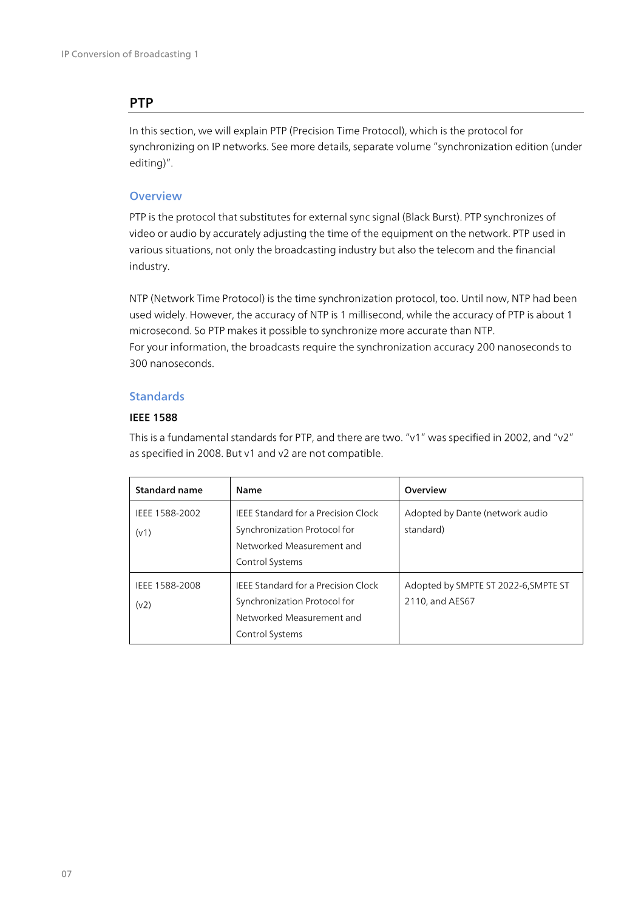## PTP

In this section, we will explain PTP (Precision Time Protocol), which is the protocol for synchronizing on IP networks. See more details, separate volume "synchronization edition (under editing)".

### Overview

PTP is the protocol that substitutes for external sync signal (Black Burst). PTP synchronizes of video or audio by accurately adjusting the time of the equipment on the network. PTP used in various situations, not only the broadcasting industry but also the telecom and the financial industry.

NTP (Network Time Protocol) is the time synchronization protocol, too. Until now, NTP had been used widely. However, the accuracy of NTP is 1 millisecond, while the accuracy of PTP is about 1 microsecond. So PTP makes it possible to synchronize more accurate than NTP.
For your information, the broadcasts require the synchronization accuracy 200 nanoseconds to 300 nanoseconds.

### Standards

#### IEEE 1588

This is a fundamental standards for PTP, and there are two. "v1" was specified in 2002, and "v2" as specified in 2008. But v1 and v2 are not compatible.

| Standard name | Name | Overview |
|---|---|---|
| IEEE 1588-2002 (v1) | IEEE Standard for a Precision Clock Synchronization Protocol for Networked Measurement and Control Systems | Adopted by Dante (network audio standard) |
| IEEE 1588-2008 (v2) | IEEE Standard for a Precision Clock Synchronization Protocol for Networked Measurement and Control Systems | Adopted by SMPTE ST 2022-6,SMPTE ST 2110, and AES67 |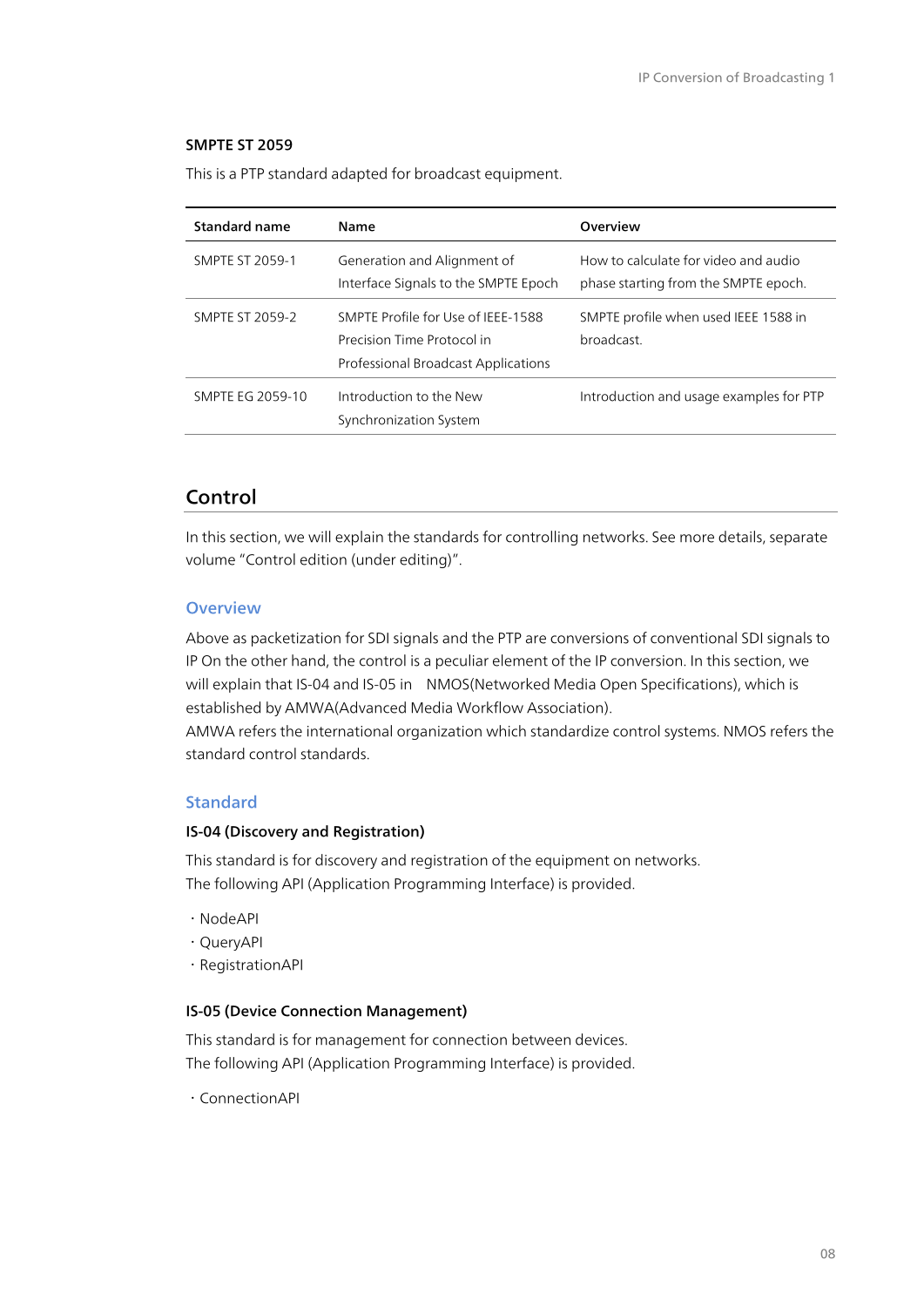### SMPTE ST 2059

This is a PTP standard adapted for broadcast equipment.

| Standard name | Name | Overview |
|---|---|---|
| SMPTE ST 2059-1 | Generation and Alignment of Interface Signals to the SMPTE Epoch | How to calculate for video and audio phase starting from the SMPTE epoch. |
| SMPTE ST 2059-2 | SMPTE Profile for Use of IEEE-1588 Precision Time Protocol in Professional Broadcast Applications | SMPTE profile when used IEEE 1588 in broadcast. |
| SMPTE EG 2059-10 | Introduction to the New Synchronization System | Introduction and usage examples for PTP |

## Control

In this section, we will explain the standards for controlling networks. See more details, separate volume “Control edition (under editing)”.

### Overview

Above as packetization for SDI signals and the PTP are conversions of conventional SDI signals to IP On the other hand, the control is a peculiar element of the IP conversion. In this section, we will explain that IS-04 and IS-05 in NMOS(Networked Media Open Specifications), which is established by AMWA(Advanced Media Workflow Association).
AMWA refers the international organization which standardize control systems. NMOS refers the standard control standards.

### Standard

#### IS-04 (Discovery and Registration)

This standard is for discovery and registration of the equipment on networks.
The following API (Application Programming Interface) is provided.

- NodeAPI
- QueryAPI
- RegistrationAPI

#### IS-05 (Device Connection Management)

This standard is for management for connection between devices.
The following API (Application Programming Interface) is provided.

- ConnectionAPI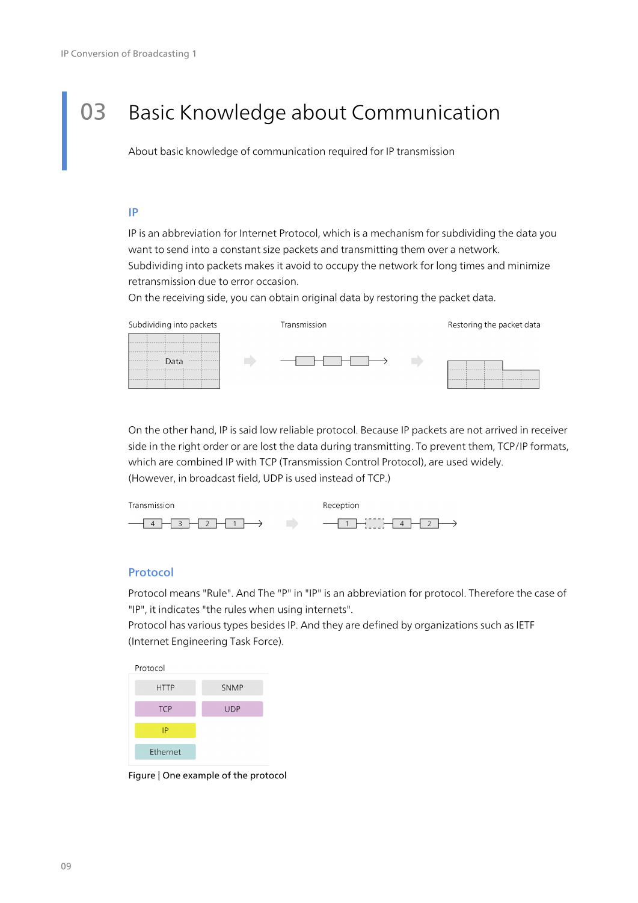# 03 Basic Knowledge about Communication

About basic knowledge of communication required for IP transmission

## IP

IP is an abbreviation for Internet Protocol, which is a mechanism for subdividing the data you want to send into a constant size packets and transmitting them over a network.
Subdividing into packets makes it avoid to occupy the network for long times and minimize retransmission due to error occasion.
On the receiving side, you can obtain original data by restoring the packet data.

Subdividing into packets — Data → Transmission → Restoring the packet data

On the other hand, IP is said low reliable protocol. Because IP packets are not arrived in receiver side in the right order or are lost the data during transmitting. To prevent them, TCP/IP formats, which are combined IP with TCP (Transmission Control Protocol), are used widely.
(However, in broadcast field, UDP is used instead of TCP.)

Transmission: 4, 3, 2, 1 → Reception: 1, (lost), 4, 2

## Protocol

Protocol means "Rule". And The "P" in "IP" is an abbreviation for protocol. Therefore the case of "IP", it indicates "the rules when using internets".
Protocol has various types besides IP. And they are defined by organizations such as IETF (Internet Engineering Task Force).

Protocol

| | |
|---|---|
| HTTP | SNMP |
| TCP | UDP |
| IP | |
| Ethernet | |

Figure | One example of the protocol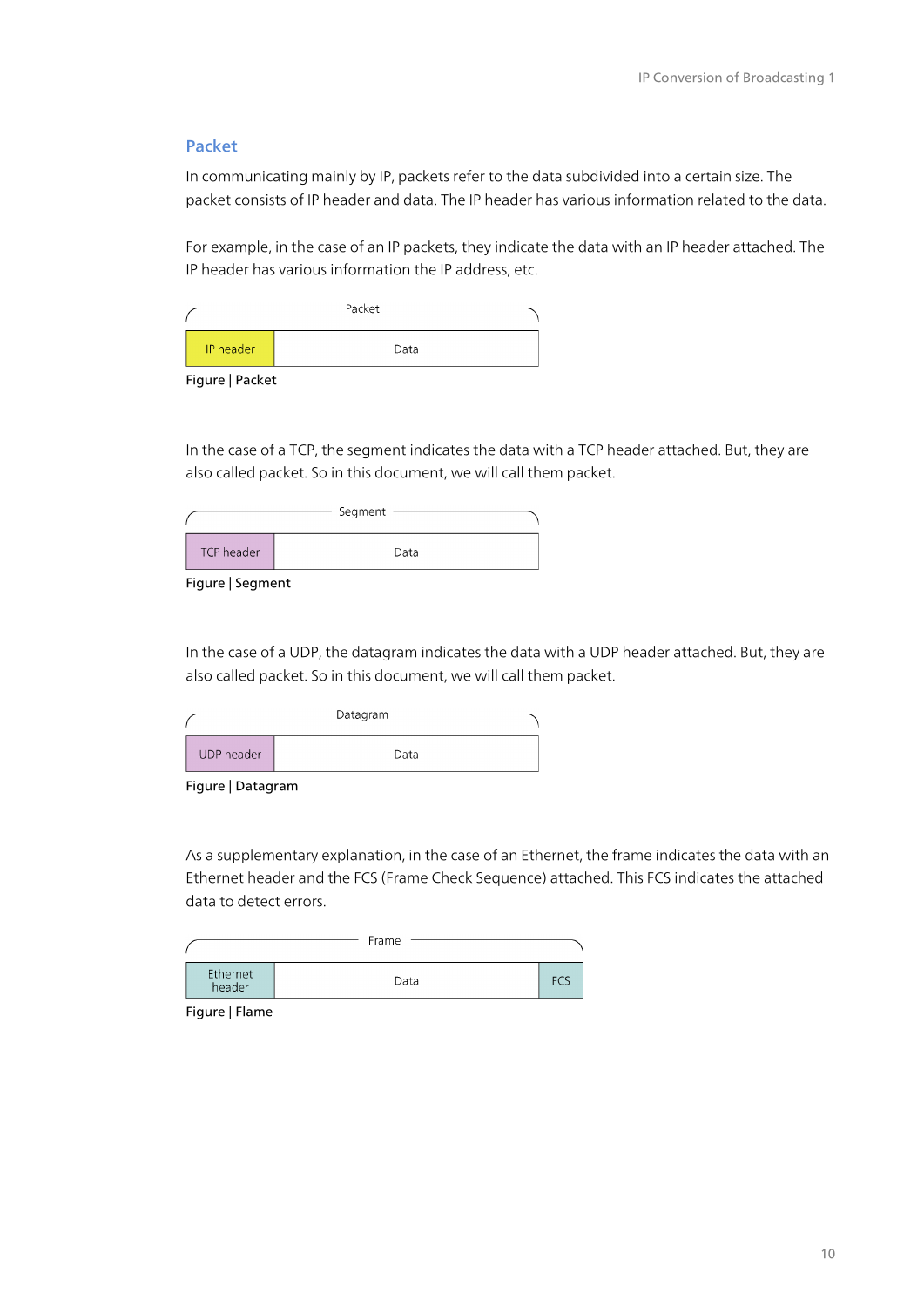## Packet

In communicating mainly by IP, packets refer to the data subdivided into a certain size. The packet consists of IP header and data. The IP header has various information related to the data.

For example, in the case of an IP packets, they indicate the data with an IP header attached. The IP header has various information the IP address, etc.

| Packet | |
|---|---|
| IP header | Data |

Figure | Packet

In the case of a TCP, the segment indicates the data with a TCP header attached. But, they are also called packet. So in this document, we will call them packet.

| Segment | |
|---|---|
| TCP header | Data |

Figure | Segment

In the case of a UDP, the datagram indicates the data with a UDP header attached. But, they are also called packet. So in this document, we will call them packet.

| Datagram | |
|---|---|
| UDP header | Data |

Figure | Datagram

As a supplementary explanation, in the case of an Ethernet, the frame indicates the data with an Ethernet header and the FCS (Frame Check Sequence) attached. This FCS indicates the attached data to detect errors.

| Frame | | |
|---|---|---|
| Ethernet header | Data | FCS |

Figure | Flame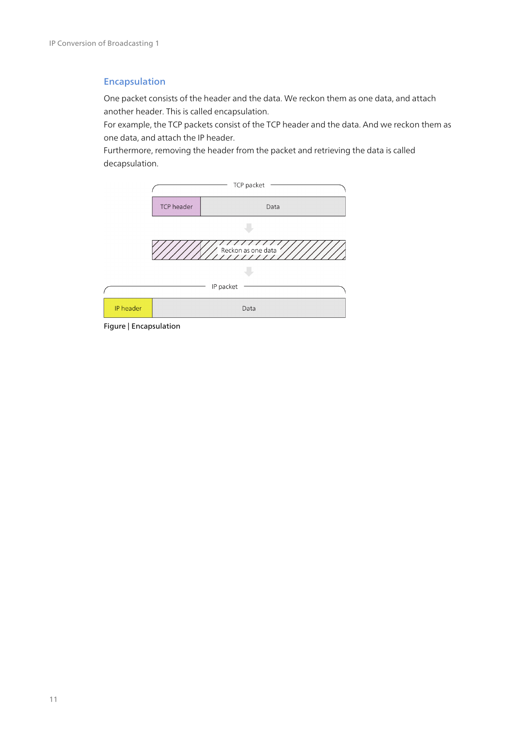## Encapsulation

One packet consists of the header and the data. We reckon them as one data, and attach another header. This is called encapsulation.
For example, the TCP packets consist of the TCP header and the data. And we reckon them as one data, and attach the IP header.
Furthermore, removing the header from the packet and retrieving the data is called decapsulation.

TCP packet

| TCP header | Data |
|---|---|

Reckon as one data

IP packet

| IP header | Data |
|---|---|

Figure | Encapsulation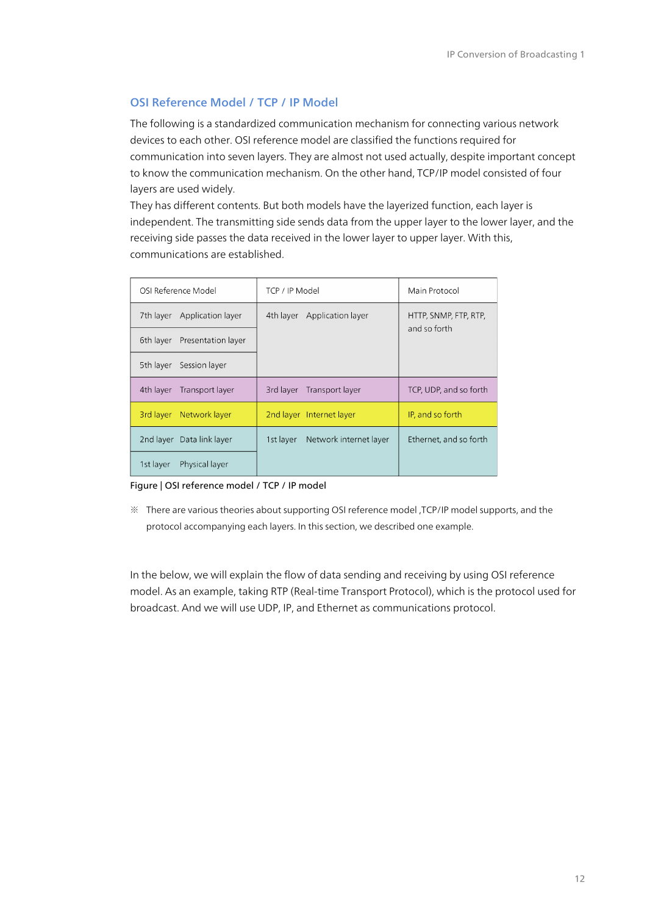## OSI Reference Model / TCP / IP Model

The following is a standardized communication mechanism for connecting various network devices to each other. OSI reference model are classified the functions required for communication into seven layers. They are almost not used actually, despite important concept to know the communication mechanism. On the other hand, TCP/IP model consisted of four layers are used widely.

They has different contents. But both models have the layerized function, each layer is independent. The transmitting side sends data from the upper layer to the lower layer, and the receiving side passes the data received in the lower layer to upper layer. With this, communications are established.

| OSI Reference Model | TCP / IP Model | Main Protocol |
|---|---|---|
| 7th layer Application layer | 4th layer Application layer | HTTP, SNMP, FTP, RTP, and so forth |
| 6th layer Presentation layer | | |
| 5th layer Session layer | | |
| 4th layer Transport layer | 3rd layer Transport layer | TCP, UDP, and so forth |
| 3rd layer Network layer | 2nd layer Internet layer | IP, and so forth |
| 2nd layer Data link layer | 1st layer Network internet layer | Ethernet, and so forth |
| 1st layer Physical layer | | |

Figure | OSI reference model / TCP / IP model

※ There are various theories about supporting OSI reference model ,TCP/IP model supports, and the protocol accompanying each layers. In this section, we described one example.

In the below, we will explain the flow of data sending and receiving by using OSI reference model. As an example, taking RTP (Real-time Transport Protocol), which is the protocol used for broadcast. And we will use UDP, IP, and Ethernet as communications protocol.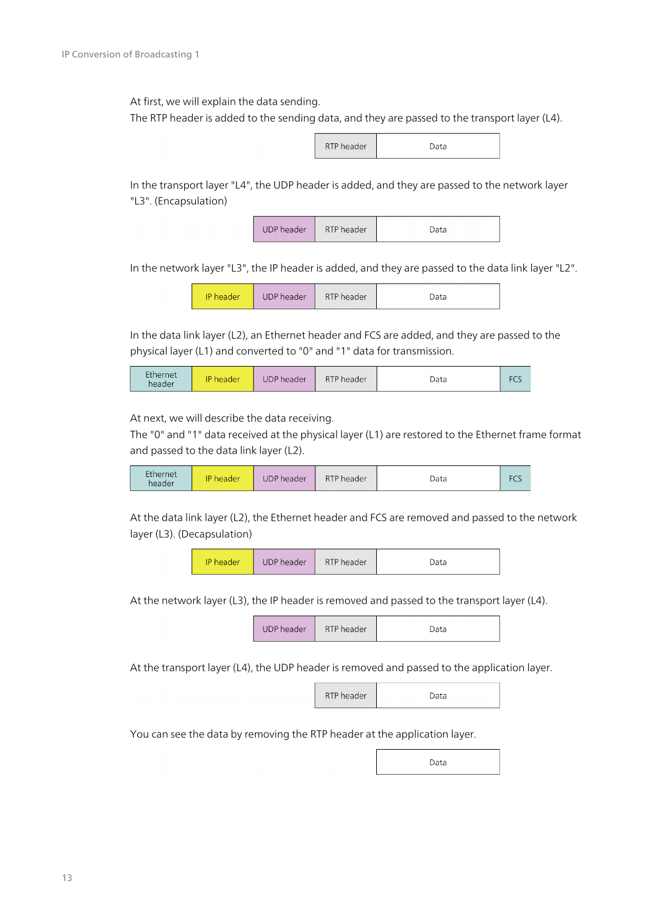At first, we will explain the data sending.
The RTP header is added to the sending data, and they are passed to the transport layer (L4).

| RTP header | Data |
|---|---|

In the transport layer "L4", the UDP header is added, and they are passed to the network layer "L3". (Encapsulation)

| UDP header | RTP header | Data |
|---|---|---|

In the network layer "L3", the IP header is added, and they are passed to the data link layer "L2".

| IP header | UDP header | RTP header | Data |
|---|---|---|---|

In the data link layer (L2), an Ethernet header and FCS are added, and they are passed to the physical layer (L1) and converted to "0" and "1" data for transmission.

| Ethernet header | IP header | UDP header | RTP header | Data | FCS |
|---|---|---|---|---|---|

At next, we will describe the data receiving.
The "0" and "1" data received at the physical layer (L1) are restored to the Ethernet frame format and passed to the data link layer (L2).

| Ethernet header | IP header | UDP header | RTP header | Data | FCS |
|---|---|---|---|---|---|

At the data link layer (L2), the Ethernet header and FCS are removed and passed to the network layer (L3). (Decapsulation)

| IP header | UDP header | RTP header | Data |
|---|---|---|---|

At the network layer (L3), the IP header is removed and passed to the transport layer (L4).

| UDP header | RTP header | Data |
|---|---|---|

At the transport layer (L4), the UDP header is removed and passed to the application layer.

| RTP header | Data |
|---|---|

You can see the data by removing the RTP header at the application layer.

| Data |
|---|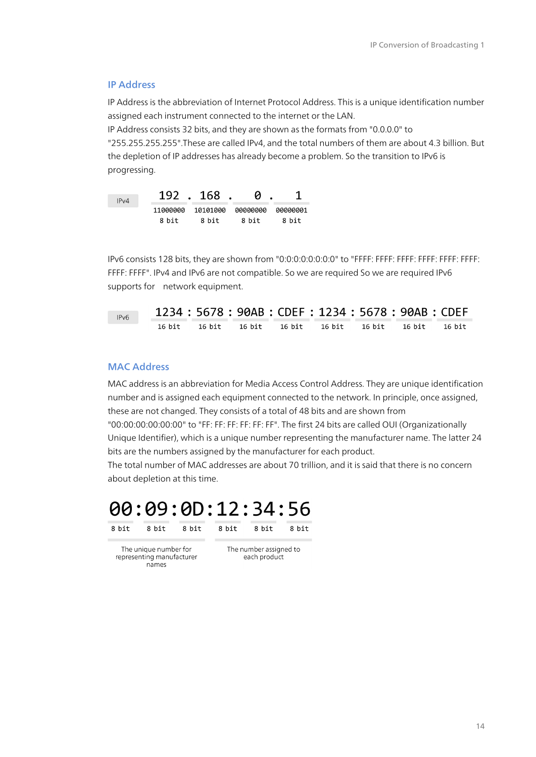## IP Address

IP Address is the abbreviation of Internet Protocol Address. This is a unique identification number assigned each instrument connected to the internet or the LAN.
IP Address consists 32 bits, and they are shown as the formats from "0.0.0.0" to "255.255.255.255".These are called IPv4, and the total numbers of them are about 4.3 billion. But the depletion of IP addresses has already become a problem. So the transition to IPv6 is progressing.

| IPv4 | 192 | . | 168 | . | 0 | . | 1 |
|---|---|---|---|---|---|---|---|
| | 11000000 | | 10101000 | | 00000000 | | 00000001 |
| | 8 bit | | 8 bit | | 8 bit | | 8 bit |

IPv6 consists 128 bits, they are shown from "0:0:0:0:0:0:0:0" to "FFFF: FFFF: FFFF: FFFF: FFFF: FFFF: FFFF: FFFF". IPv4 and IPv6 are not compatible. So we are required So we are required IPv6 supports for network equipment.

| IPv6 | 1234 | 5678 | 90AB | CDEF | 1234 | 5678 | 90AB | CDEF |
|---|---|---|---|---|---|---|---|---|
| | 16 bit | 16 bit | 16 bit | 16 bit | 16 bit | 16 bit | 16 bit | 16 bit |

## MAC Address

MAC address is an abbreviation for Media Access Control Address. They are unique identification number and is assigned each equipment connected to the network. In principle, once assigned, these are not changed. They consists of a total of 48 bits and are shown from "00:00:00:00:00:00" to "FF: FF: FF: FF: FF: FF". The first 24 bits are called OUI (Organizationally Unique Identifier), which is a unique number representing the manufacturer name. The latter 24 bits are the numbers assigned by the manufacturer for each product.
The total number of MAC addresses are about 70 trillion, and it is said that there is no concern about depletion at this time.

| 00 | 09 | 0D | 12 | 34 | 56 |
|---|---|---|---|---|---|
| 8 bit | 8 bit | 8 bit | 8 bit | 8 bit | 8 bit |
| The unique number for representing manufacturer names | | | The number assigned to each product | | |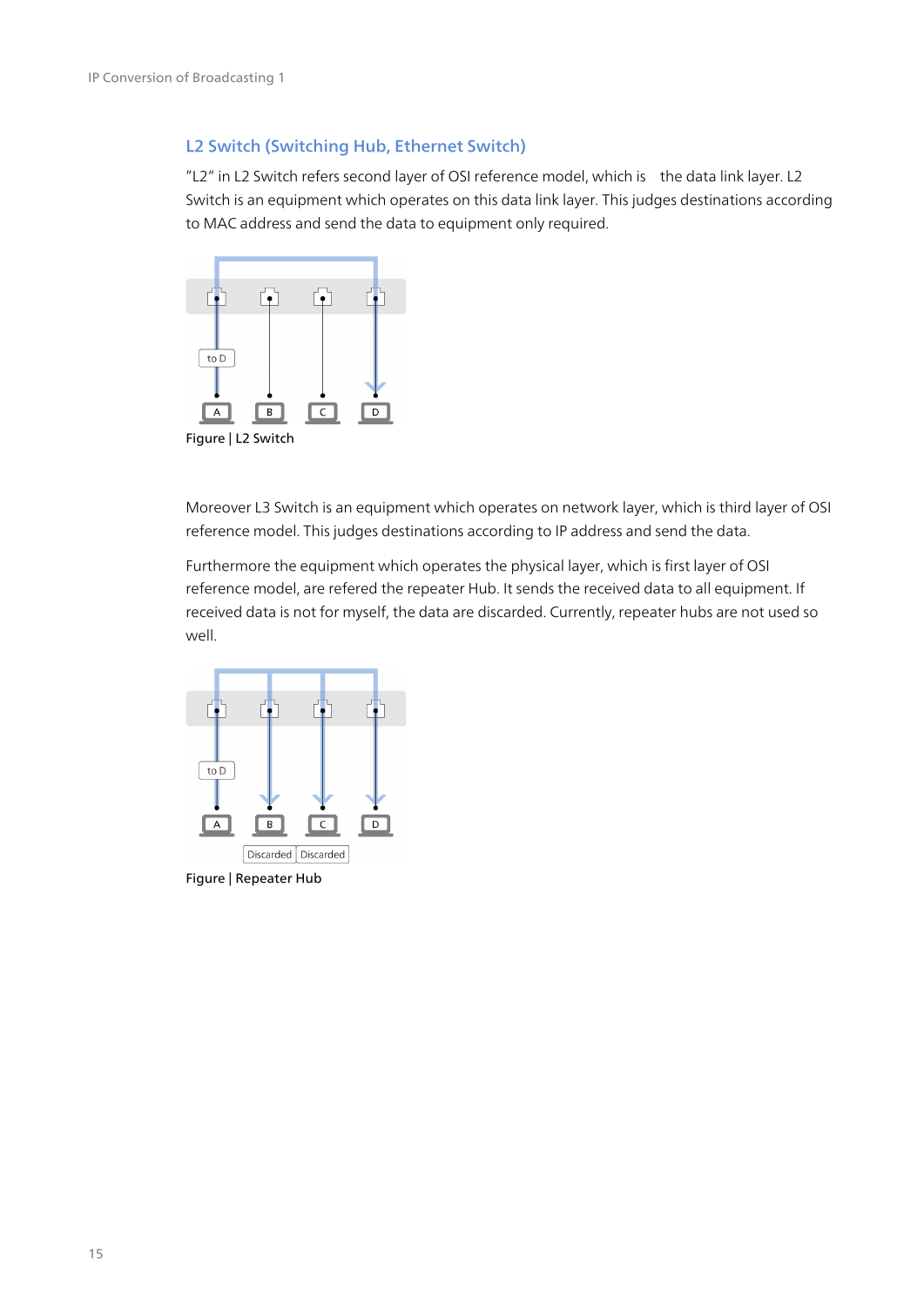## L2 Switch (Switching Hub, Ethernet Switch)

"L2" in L2 Switch refers second layer of OSI reference model, which is the data link layer. L2 Switch is an equipment which operates on this data link layer. This judges destinations according to MAC address and send the data to equipment only required.

Figure | L2 Switch

Moreover L3 Switch is an equipment which operates on network layer, which is third layer of OSI reference model. This judges destinations according to IP address and send the data.

Furthermore the equipment which operates the physical layer, which is first layer of OSI reference model, are refered the repeater Hub. It sends the received data to all equipment. If received data is not for myself, the data are discarded. Currently, repeater hubs are not used so well.

Figure | Repeater Hub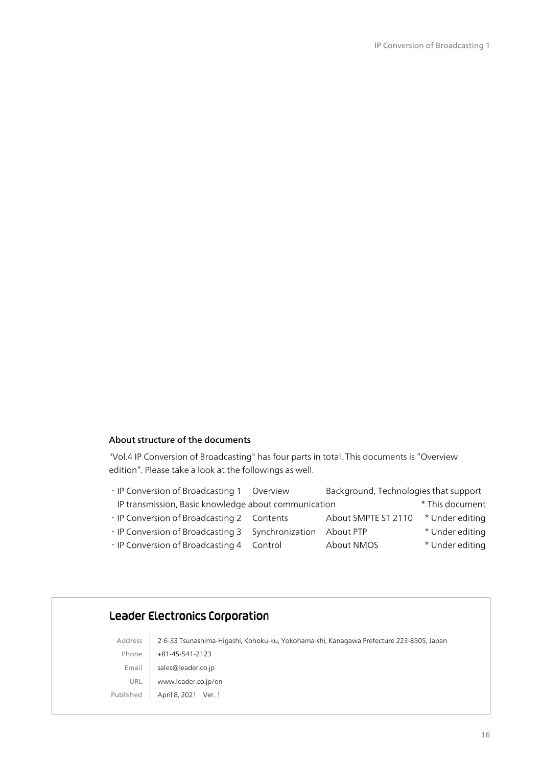**About structure of the documents**

"Vol.4 IP Conversion of Broadcasting" has four parts in total. This documents is "Overview edition". Please take a look at the followings as well.

- IP Conversion of Broadcasting 1　Overview　Background, Technologies that support IP transmission, Basic knowledge about communication　* This document
- IP Conversion of Broadcasting 2　Contents　About SMPTE ST 2110　* Under editing
- IP Conversion of Broadcasting 3　Synchronization　About PTP　* Under editing
- IP Conversion of Broadcasting 4　Control　About NMOS　* Under editing

## Leader Electronics Corporation

| | |
|---|---|
| Address | 2-6-33 Tsunashima-Higashi, Kohoku-ku, Yokohama-shi, Kanagawa Prefecture 223-8505, Japan |
| Phone | +81-45-541-2123 |
| Email | sales@leader.co.jp |
| URL | www.leader.co.jp/en |
| Published | April 8, 2021　Ver. 1 |